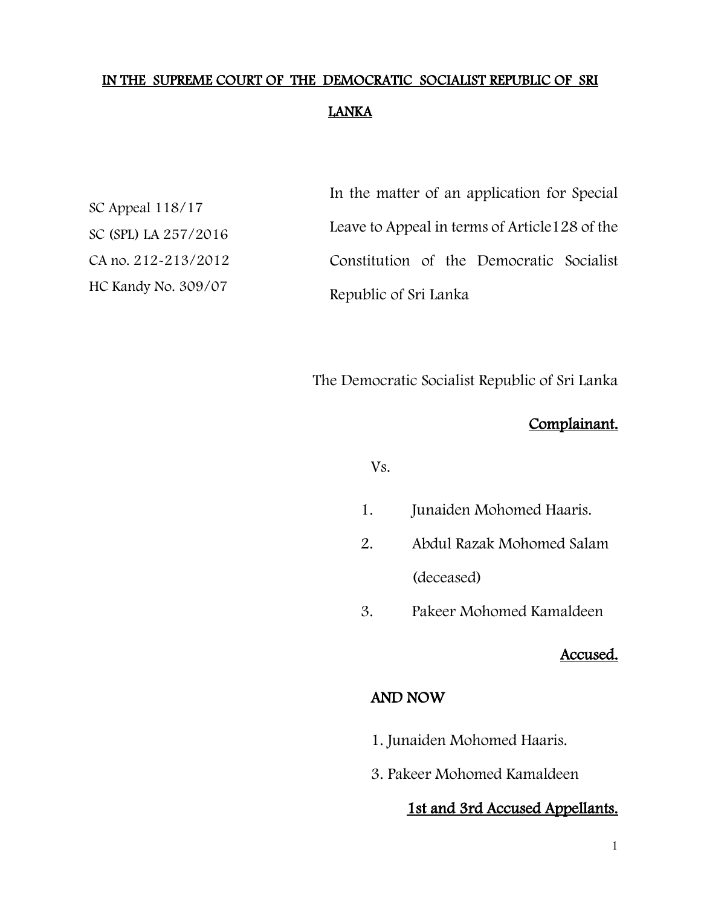**IN THE SUPREME COURT OF THE DEMOCRATIC SOCIALIST REPUBLIC OF SRI LANKA**

SC Appeal 118/17

SC (SPL) LA 257/2016

CA no. 212-213/2012

HC Kandy No. 309/07

In the matter of an application for Special Leave to Appeal in terms of Article128 of the Constitution of the Democratic Socialist Republic of Sri Lanka

The Democratic Socialist Republic of Sri Lanka

**Complainant.**

Vs.

1. Junaiden Mohomed Haaris.
2. Abdul Razak Mohomed Salam (deceased)
3. Pakeer Mohomed Kamaldeen

**Accused.**

**AND NOW**

1. Junaiden Mohomed Haaris.

3. Pakeer Mohomed Kamaldeen

**1st and 3rd Accused Appellants.**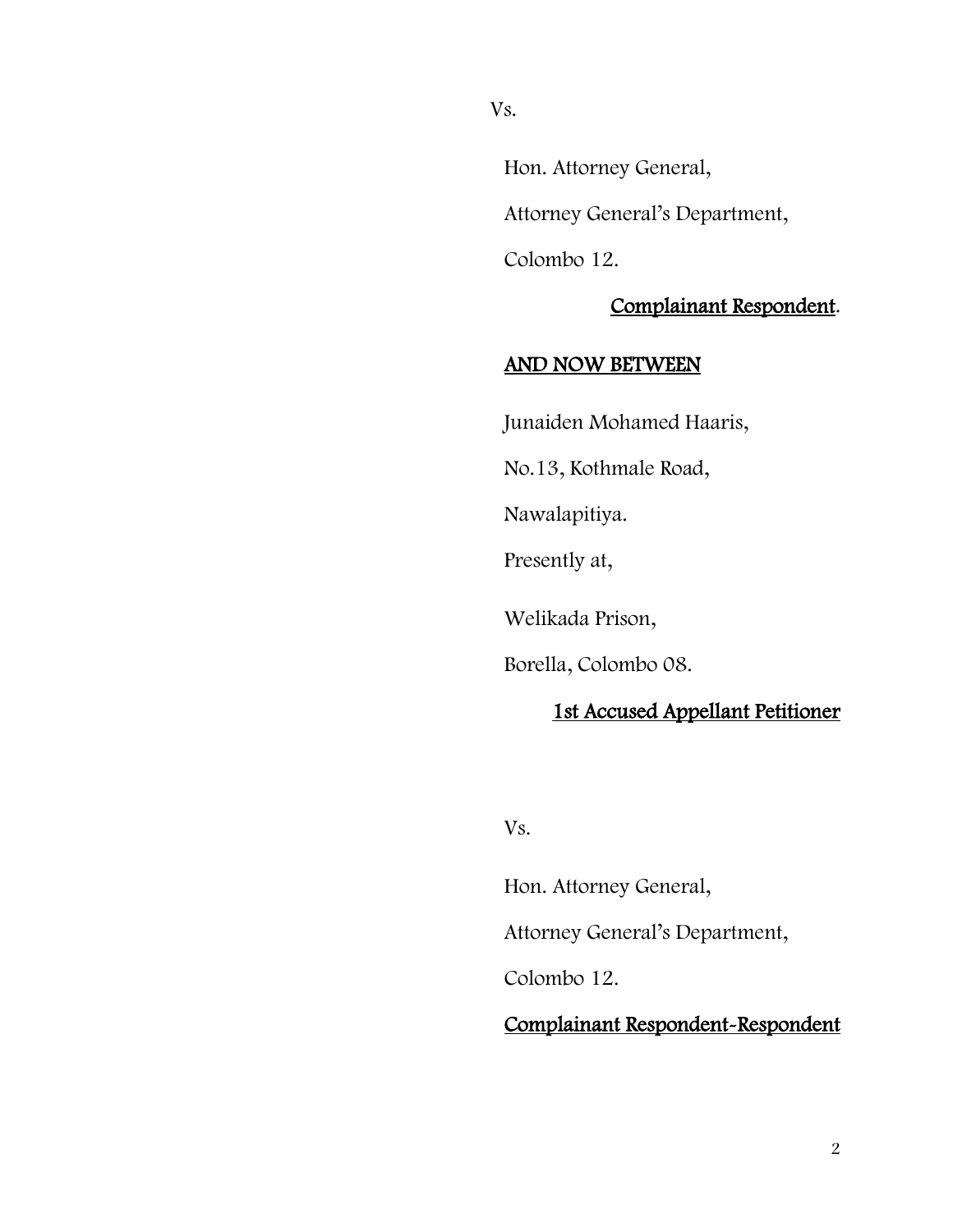Vs.

Hon. Attorney General,

Attorney General's Department,

Colombo 12.

<u>Complainant Respondent</u>.

<u>AND NOW BETWEEN</u>

Junaiden Mohamed Haaris,

No.13, Kothmale Road,

Nawalapitiya.

Presently at,

Welikada Prison,

Borella, Colombo 08.

<u>1st Accused Appellant Petitioner</u>

Vs.

Hon. Attorney General,

Attorney General's Department,

Colombo 12.

<u>Complainant Respondent-Respondent</u>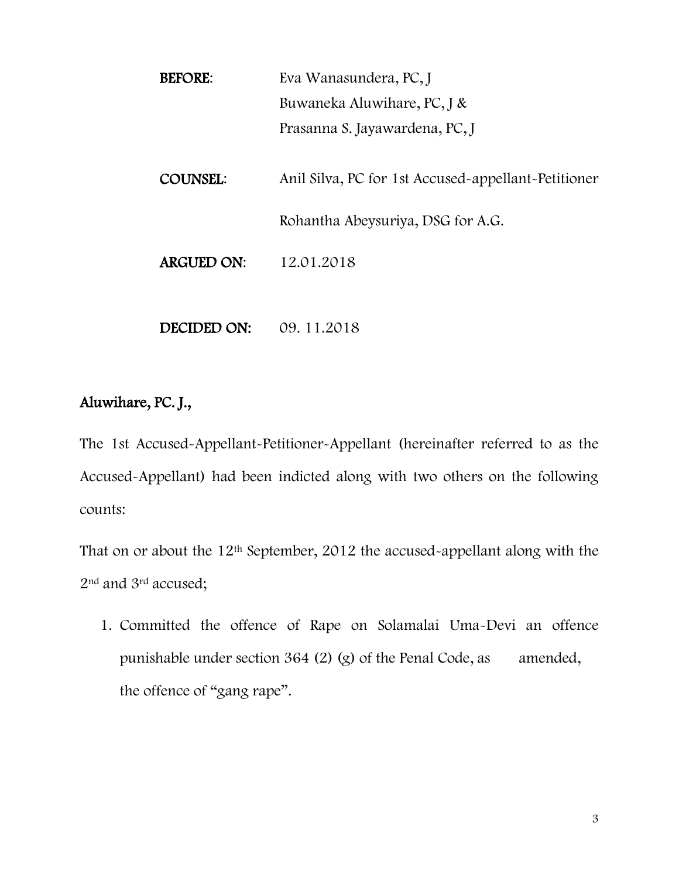**BEFORE**: Eva Wanasundera, PC, J
Buwaneka Aluwihare, PC, J &
Prasanna S. Jayawardena, PC, J

**COUNSEL**: Anil Silva, PC for 1st Accused-appellant-Petitioner

Rohantha Abeysuriya, DSG for A.G.

**ARGUED ON**: 12.01.2018

**DECIDED ON**: 09. 11.2018

**Aluwihare, PC. J.,**

The 1st Accused-Appellant-Petitioner-Appellant (hereinafter referred to as the Accused-Appellant) had been indicted along with two others on the following counts:

That on or about the 12th September, 2012 the accused-appellant along with the 2nd and 3rd accused;

1. Committed the offence of Rape on Solamalai Uma-Devi an offence punishable under section 364 (2) (g) of the Penal Code, as amended, the offence of "gang rape".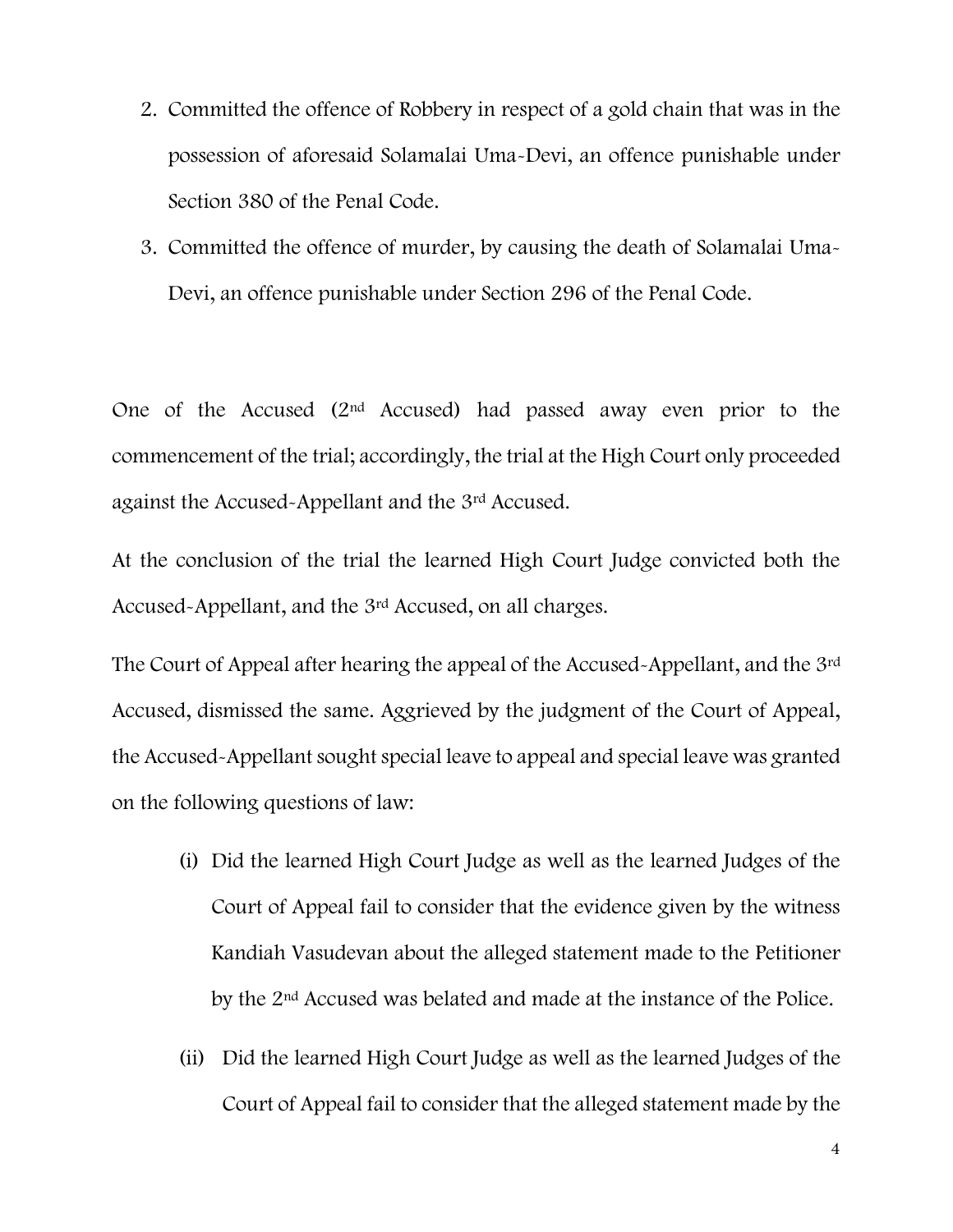2. Committed the offence of Robbery in respect of a gold chain that was in the possession of aforesaid Solamalai Uma-Devi, an offence punishable under Section 380 of the Penal Code.
3. Committed the offence of murder, by causing the death of Solamalai Uma-Devi, an offence punishable under Section 296 of the Penal Code.

One of the Accused (2nd Accused) had passed away even prior to the commencement of the trial; accordingly, the trial at the High Court only proceeded against the Accused-Appellant and the 3rd Accused.

At the conclusion of the trial the learned High Court Judge convicted both the Accused-Appellant, and the 3rd Accused, on all charges.

The Court of Appeal after hearing the appeal of the Accused-Appellant, and the 3rd Accused, dismissed the same. Aggrieved by the judgment of the Court of Appeal, the Accused-Appellant sought special leave to appeal and special leave was granted on the following questions of law:

(i) Did the learned High Court Judge as well as the learned Judges of the Court of Appeal fail to consider that the evidence given by the witness Kandiah Vasudevan about the alleged statement made to the Petitioner by the 2nd Accused was belated and made at the instance of the Police.

(ii) Did the learned High Court Judge as well as the learned Judges of the Court of Appeal fail to consider that the alleged statement made by the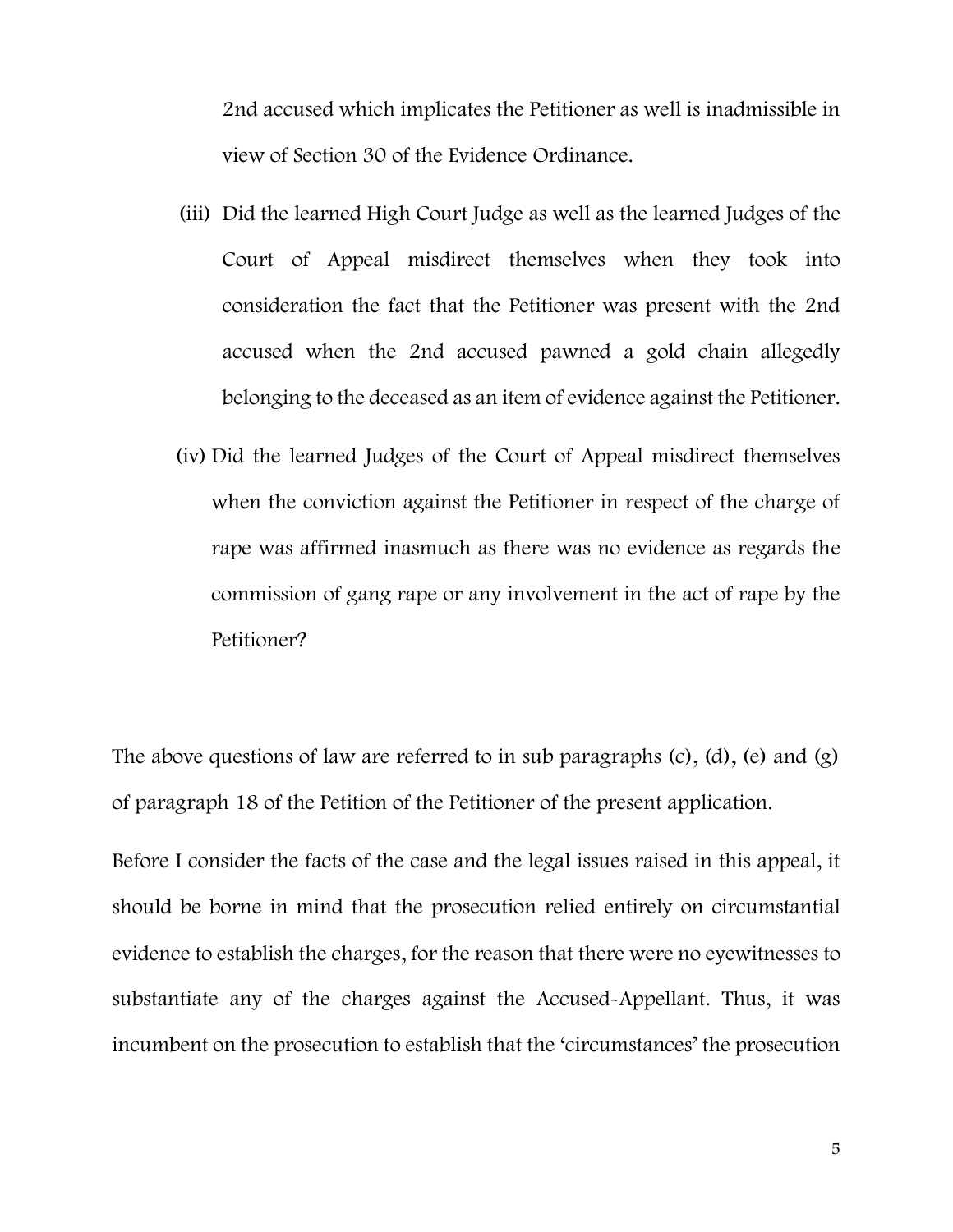2nd accused which implicates the Petitioner as well is inadmissible in view of Section 30 of the Evidence Ordinance.

(iii) Did the learned High Court Judge as well as the learned Judges of the Court of Appeal misdirect themselves when they took into consideration the fact that the Petitioner was present with the 2nd accused when the 2nd accused pawned a gold chain allegedly belonging to the deceased as an item of evidence against the Petitioner.

(iv) Did the learned Judges of the Court of Appeal misdirect themselves when the conviction against the Petitioner in respect of the charge of rape was affirmed inasmuch as there was no evidence as regards the commission of gang rape or any involvement in the act of rape by the Petitioner?

The above questions of law are referred to in sub paragraphs (c), (d), (e) and (g) of paragraph 18 of the Petition of the Petitioner of the present application.

Before I consider the facts of the case and the legal issues raised in this appeal, it should be borne in mind that the prosecution relied entirely on circumstantial evidence to establish the charges, for the reason that there were no eyewitnesses to substantiate any of the charges against the Accused-Appellant. Thus, it was incumbent on the prosecution to establish that the 'circumstances' the prosecution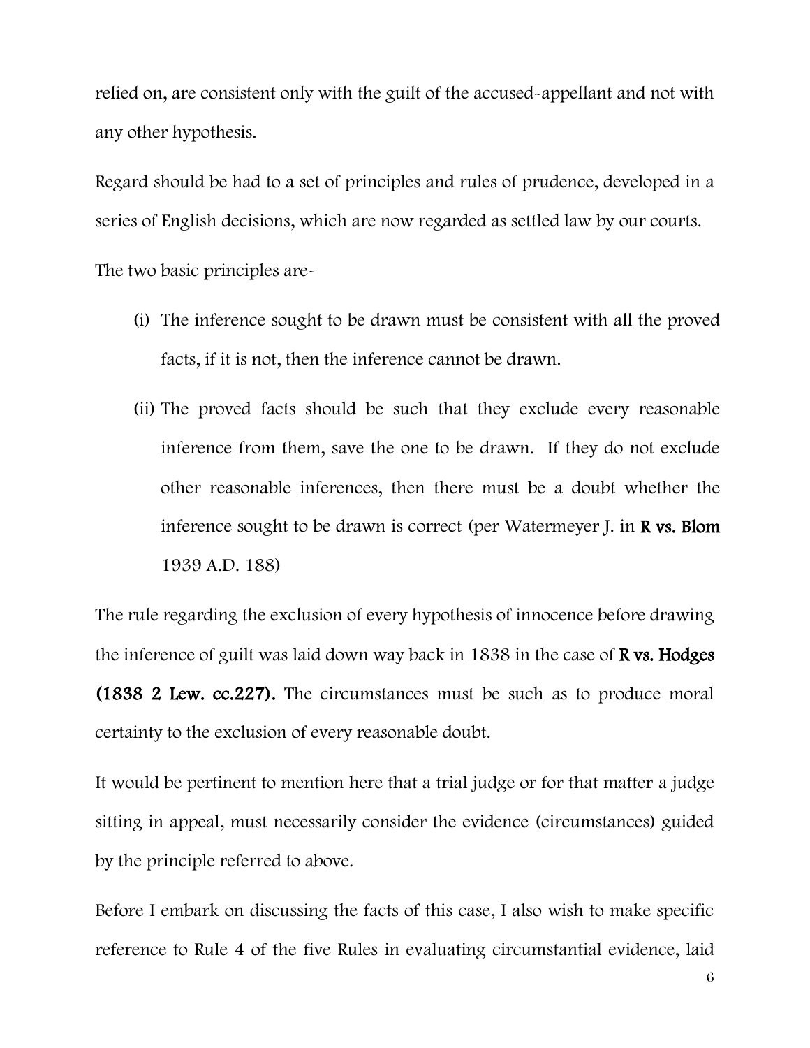relied on, are consistent only with the guilt of the accused-appellant and not with any other hypothesis.

Regard should be had to a set of principles and rules of prudence, developed in a series of English decisions, which are now regarded as settled law by our courts.

The two basic principles are-

(i) The inference sought to be drawn must be consistent with all the proved facts, if it is not, then the inference cannot be drawn.

(ii) The proved facts should be such that they exclude every reasonable inference from them, save the one to be drawn. If they do not exclude other reasonable inferences, then there must be a doubt whether the inference sought to be drawn is correct (per Watermeyer J. in **R vs. Blom** 1939 A.D. 188)

The rule regarding the exclusion of every hypothesis of innocence before drawing the inference of guilt was laid down way back in 1838 in the case of **R vs. Hodges (1838 2 Lew. cc.227).** The circumstances must be such as to produce moral certainty to the exclusion of every reasonable doubt.

It would be pertinent to mention here that a trial judge or for that matter a judge sitting in appeal, must necessarily consider the evidence (circumstances) guided by the principle referred to above.

Before I embark on discussing the facts of this case, I also wish to make specific reference to Rule 4 of the five Rules in evaluating circumstantial evidence, laid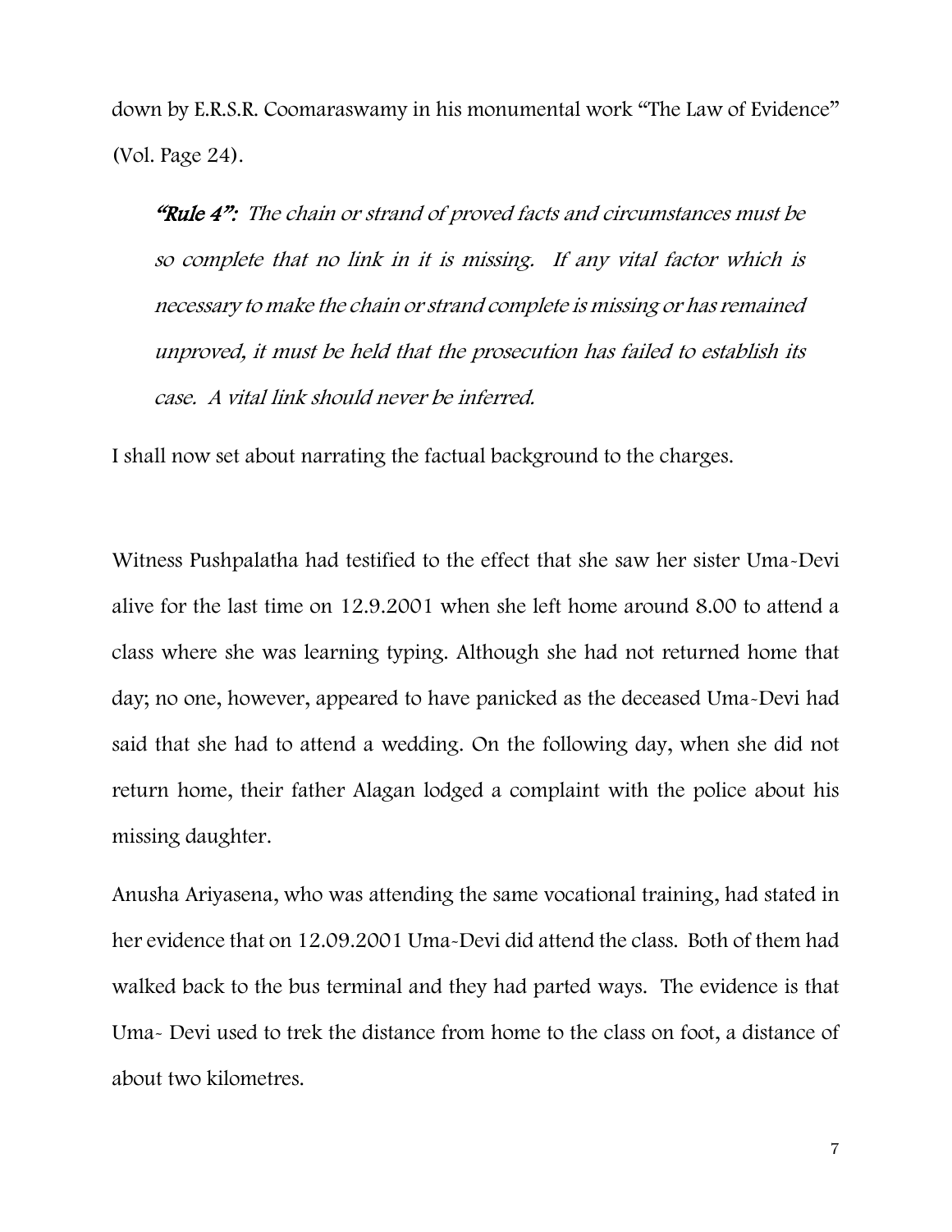down by E.R.S.R. Coomaraswamy in his monumental work "The Law of Evidence" (Vol. Page 24).

> ***"Rule 4":*** *The chain or strand of proved facts and circumstances must be so complete that no link in it is missing. If any vital factor which is necessary to make the chain or strand complete is missing or has remained unproved, it must be held that the prosecution has failed to establish its case. A vital link should never be inferred.*

I shall now set about narrating the factual background to the charges.

Witness Pushpalatha had testified to the effect that she saw her sister Uma-Devi alive for the last time on 12.9.2001 when she left home around 8.00 to attend a class where she was learning typing. Although she had not returned home that day; no one, however, appeared to have panicked as the deceased Uma-Devi had said that she had to attend a wedding. On the following day, when she did not return home, their father Alagan lodged a complaint with the police about his missing daughter.

Anusha Ariyasena, who was attending the same vocational training, had stated in her evidence that on 12.09.2001 Uma-Devi did attend the class. Both of them had walked back to the bus terminal and they had parted ways. The evidence is that Uma- Devi used to trek the distance from home to the class on foot, a distance of about two kilometres.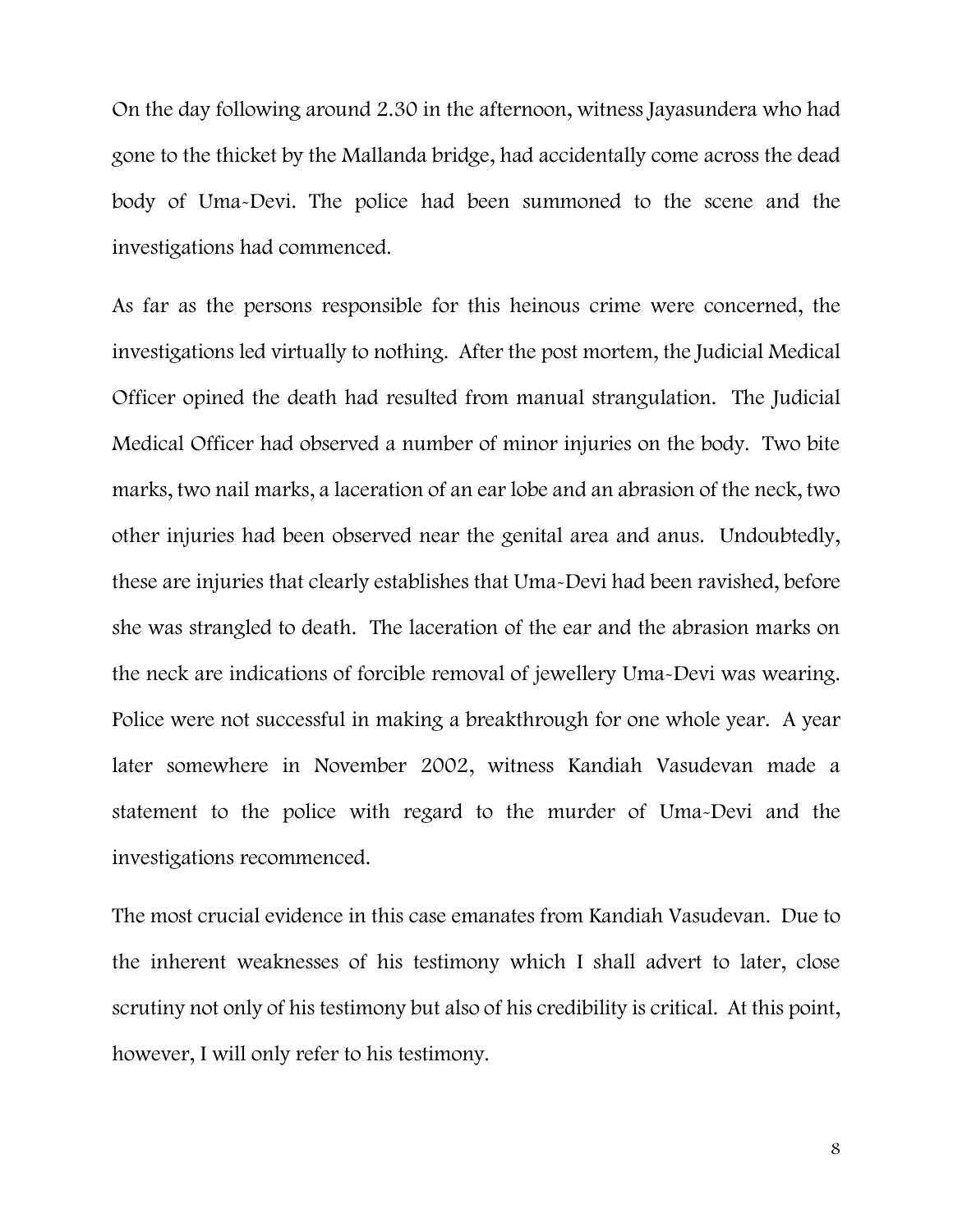On the day following around 2.30 in the afternoon, witness Jayasundera who had gone to the thicket by the Mallanda bridge, had accidentally come across the dead body of Uma-Devi. The police had been summoned to the scene and the investigations had commenced.

As far as the persons responsible for this heinous crime were concerned, the investigations led virtually to nothing. After the post mortem, the Judicial Medical Officer opined the death had resulted from manual strangulation. The Judicial Medical Officer had observed a number of minor injuries on the body. Two bite marks, two nail marks, a laceration of an ear lobe and an abrasion of the neck, two other injuries had been observed near the genital area and anus. Undoubtedly, these are injuries that clearly establishes that Uma-Devi had been ravished, before she was strangled to death. The laceration of the ear and the abrasion marks on the neck are indications of forcible removal of jewellery Uma-Devi was wearing. Police were not successful in making a breakthrough for one whole year. A year later somewhere in November 2002, witness Kandiah Vasudevan made a statement to the police with regard to the murder of Uma-Devi and the investigations recommenced.

The most crucial evidence in this case emanates from Kandiah Vasudevan. Due to the inherent weaknesses of his testimony which I shall advert to later, close scrutiny not only of his testimony but also of his credibility is critical. At this point, however, I will only refer to his testimony.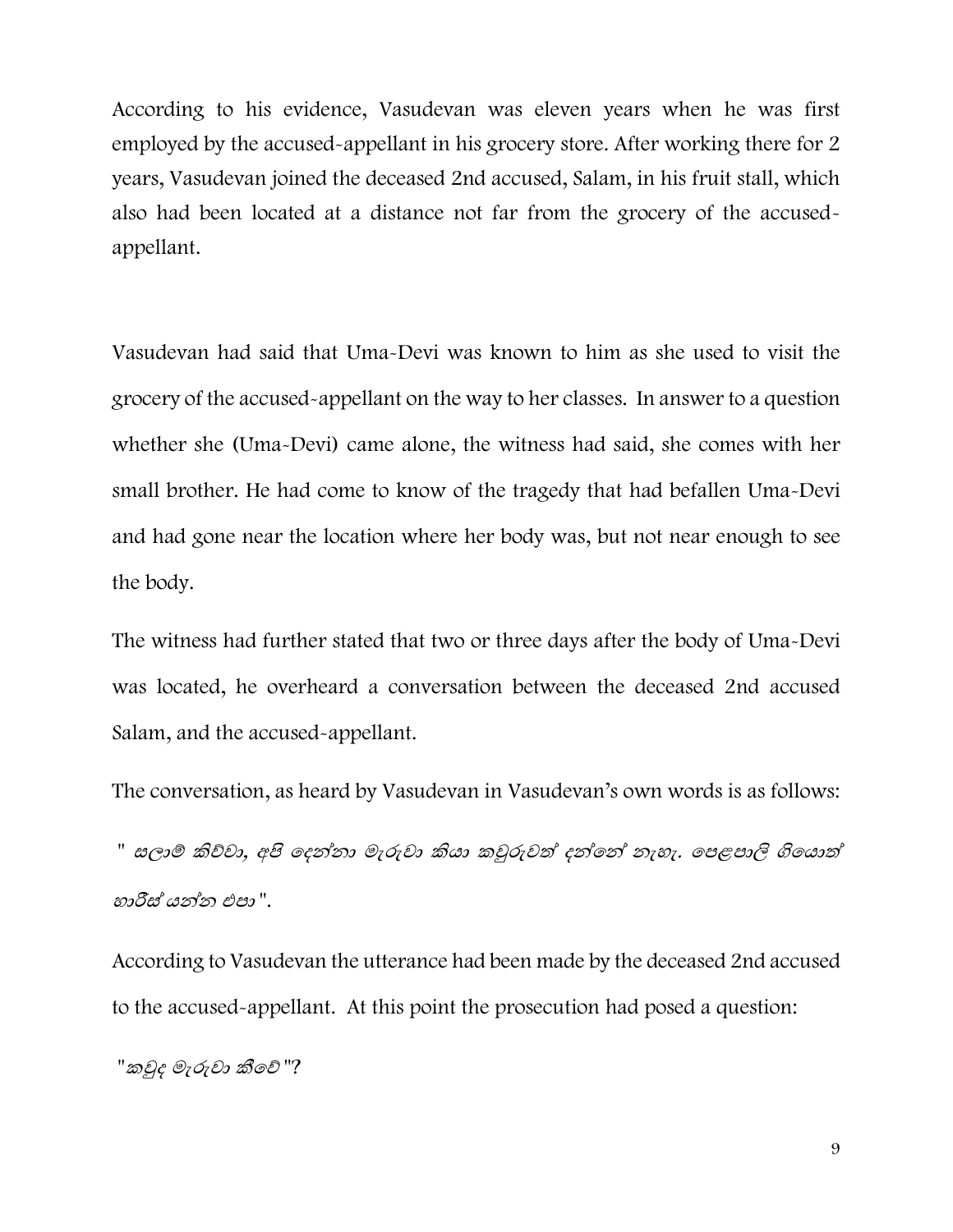According to his evidence, Vasudevan was eleven years when he was first employed by the accused-appellant in his grocery store. After working there for 2 years, Vasudevan joined the deceased 2nd accused, Salam, in his fruit stall, which also had been located at a distance not far from the grocery of the accused-appellant.

Vasudevan had said that Uma-Devi was known to him as she used to visit the grocery of the accused-appellant on the way to her classes. In answer to a question whether she (Uma-Devi) came alone, the witness had said, she comes with her small brother. He had come to know of the tragedy that had befallen Uma-Devi and had gone near the location where her body was, but not near enough to see the body.

The witness had further stated that two or three days after the body of Uma-Devi was located, he overheard a conversation between the deceased 2nd accused Salam, and the accused-appellant.

The conversation, as heard by Vasudevan in Vasudevan's own words is as follows:

*" සලාම් කිව්වා, අපි දෙන්නා මැරුවා කියා කවුරුවත් දන්නේ නැහැ. පෙළපාලි ගියොත් හාරිස් යන්න එපා ".*

According to Vasudevan the utterance had been made by the deceased 2nd accused to the accused-appellant. At this point the prosecution had posed a question:

*"කවුද මැරුවා කීවේ "?*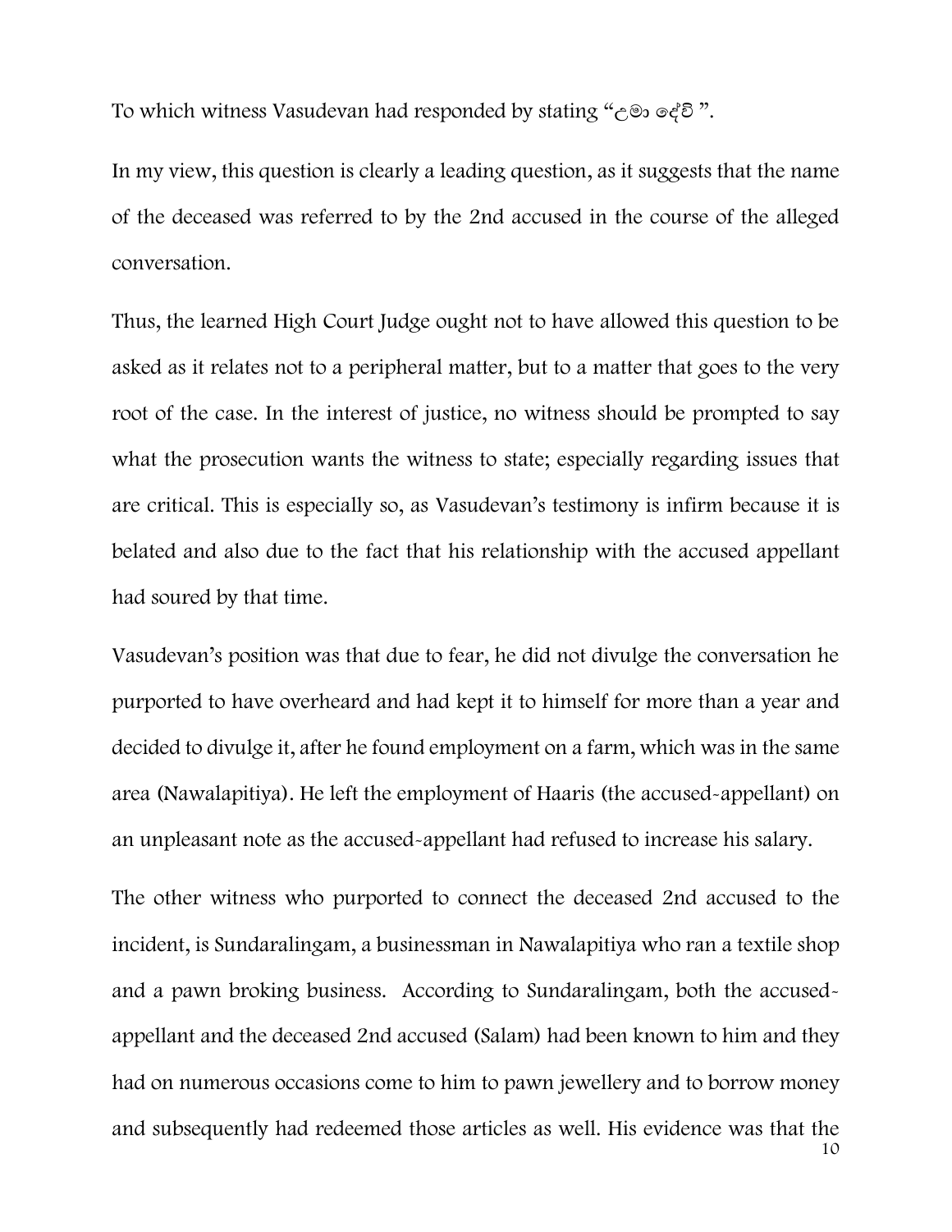To which witness Vasudevan had responded by stating "උමා දේවි ".

In my view, this question is clearly a leading question, as it suggests that the name of the deceased was referred to by the 2nd accused in the course of the alleged conversation.

Thus, the learned High Court Judge ought not to have allowed this question to be asked as it relates not to a peripheral matter, but to a matter that goes to the very root of the case. In the interest of justice, no witness should be prompted to say what the prosecution wants the witness to state; especially regarding issues that are critical. This is especially so, as Vasudevan's testimony is infirm because it is belated and also due to the fact that his relationship with the accused appellant had soured by that time.

Vasudevan's position was that due to fear, he did not divulge the conversation he purported to have overheard and had kept it to himself for more than a year and decided to divulge it, after he found employment on a farm, which was in the same area (Nawalapitiya). He left the employment of Haaris (the accused-appellant) on an unpleasant note as the accused-appellant had refused to increase his salary.

The other witness who purported to connect the deceased 2nd accused to the incident, is Sundaralingam, a businessman in Nawalapitiya who ran a textile shop and a pawn broking business. According to Sundaralingam, both the accused-appellant and the deceased 2nd accused (Salam) had been known to him and they had on numerous occasions come to him to pawn jewellery and to borrow money and subsequently had redeemed those articles as well. His evidence was that the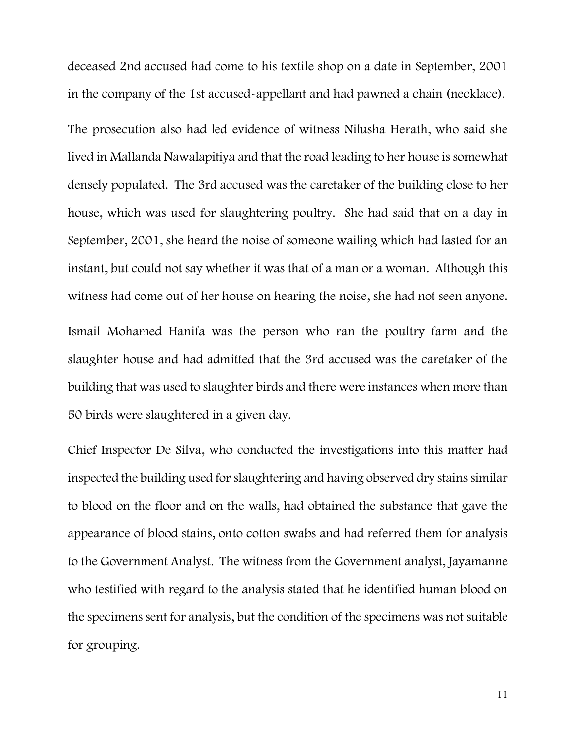deceased 2nd accused had come to his textile shop on a date in September, 2001 in the company of the 1st accused-appellant and had pawned a chain (necklace).

The prosecution also had led evidence of witness Nilusha Herath, who said she lived in Mallanda Nawalapitiya and that the road leading to her house is somewhat densely populated. The 3rd accused was the caretaker of the building close to her house, which was used for slaughtering poultry. She had said that on a day in September, 2001, she heard the noise of someone wailing which had lasted for an instant, but could not say whether it was that of a man or a woman. Although this witness had come out of her house on hearing the noise, she had not seen anyone.

Ismail Mohamed Hanifa was the person who ran the poultry farm and the slaughter house and had admitted that the 3rd accused was the caretaker of the building that was used to slaughter birds and there were instances when more than 50 birds were slaughtered in a given day.

Chief Inspector De Silva, who conducted the investigations into this matter had inspected the building used for slaughtering and having observed dry stains similar to blood on the floor and on the walls, had obtained the substance that gave the appearance of blood stains, onto cotton swabs and had referred them for analysis to the Government Analyst. The witness from the Government analyst, Jayamanne who testified with regard to the analysis stated that he identified human blood on the specimens sent for analysis, but the condition of the specimens was not suitable for grouping.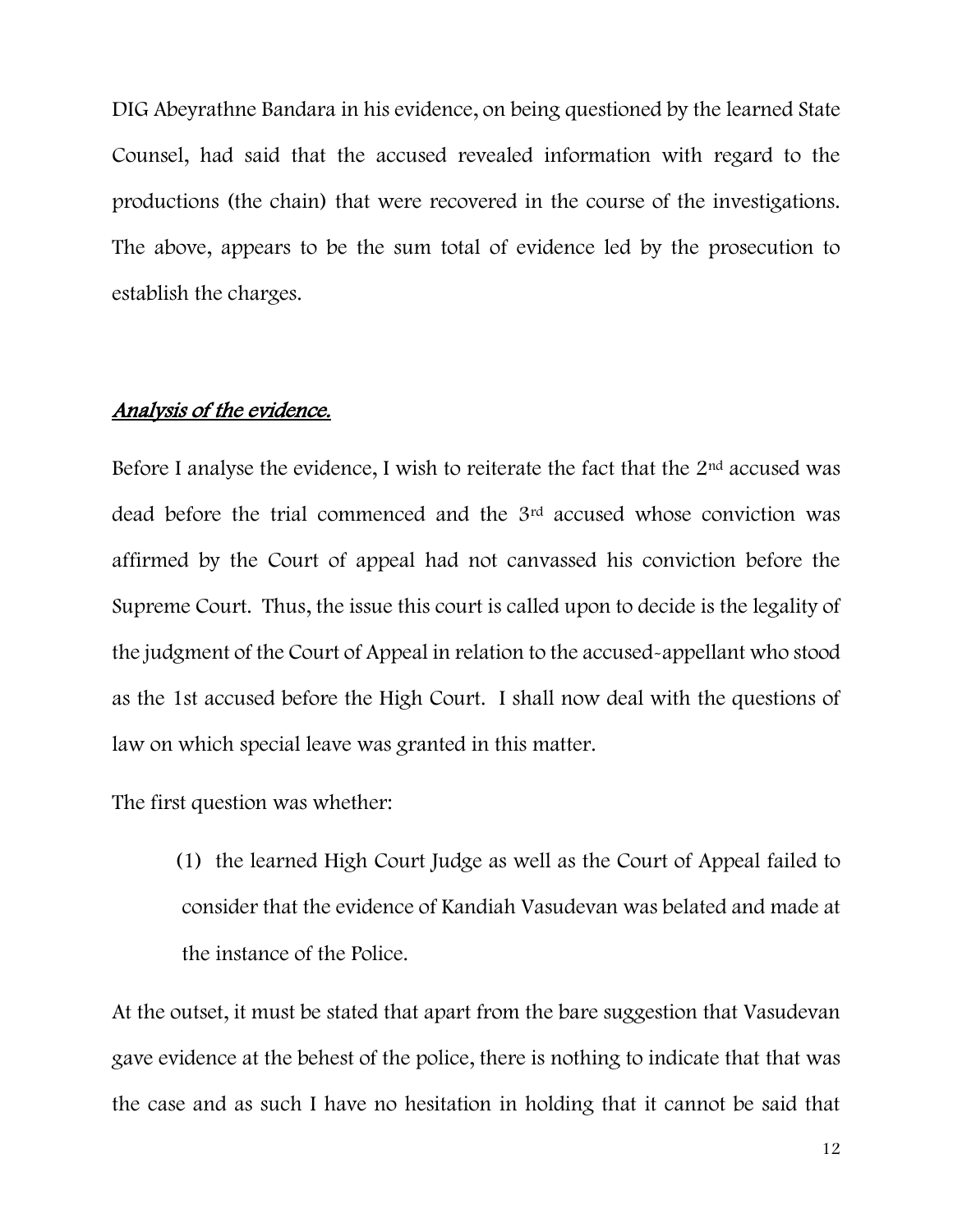DIG Abeyrathne Bandara in his evidence, on being questioned by the learned State Counsel, had said that the accused revealed information with regard to the productions (the chain) that were recovered in the course of the investigations. The above, appears to be the sum total of evidence led by the prosecution to establish the charges.

## *Analysis of the evidence.*

Before I analyse the evidence, I wish to reiterate the fact that the 2nd accused was dead before the trial commenced and the 3rd accused whose conviction was affirmed by the Court of appeal had not canvassed his conviction before the Supreme Court. Thus, the issue this court is called upon to decide is the legality of the judgment of the Court of Appeal in relation to the accused-appellant who stood as the 1st accused before the High Court. I shall now deal with the questions of law on which special leave was granted in this matter.

The first question was whether:

(1) the learned High Court Judge as well as the Court of Appeal failed to consider that the evidence of Kandiah Vasudevan was belated and made at the instance of the Police.

At the outset, it must be stated that apart from the bare suggestion that Vasudevan gave evidence at the behest of the police, there is nothing to indicate that that was the case and as such I have no hesitation in holding that it cannot be said that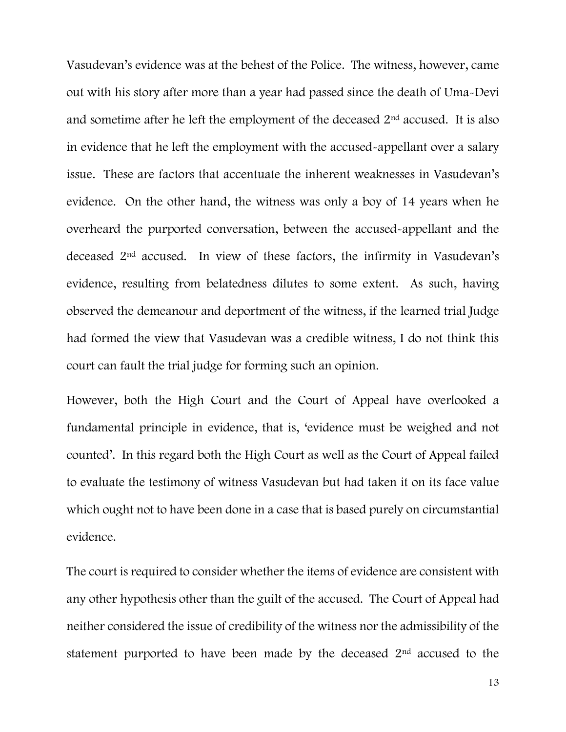Vasudevan's evidence was at the behest of the Police. The witness, however, came out with his story after more than a year had passed since the death of Uma-Devi and sometime after he left the employment of the deceased 2nd accused. It is also in evidence that he left the employment with the accused-appellant over a salary issue. These are factors that accentuate the inherent weaknesses in Vasudevan's evidence. On the other hand, the witness was only a boy of 14 years when he overheard the purported conversation, between the accused-appellant and the deceased 2nd accused. In view of these factors, the infirmity in Vasudevan's evidence, resulting from belatedness dilutes to some extent. As such, having observed the demeanour and deportment of the witness, if the learned trial Judge had formed the view that Vasudevan was a credible witness, I do not think this court can fault the trial judge for forming such an opinion.

However, both the High Court and the Court of Appeal have overlooked a fundamental principle in evidence, that is, 'evidence must be weighed and not counted'. In this regard both the High Court as well as the Court of Appeal failed to evaluate the testimony of witness Vasudevan but had taken it on its face value which ought not to have been done in a case that is based purely on circumstantial evidence.

The court is required to consider whether the items of evidence are consistent with any other hypothesis other than the guilt of the accused. The Court of Appeal had neither considered the issue of credibility of the witness nor the admissibility of the statement purported to have been made by the deceased 2nd accused to the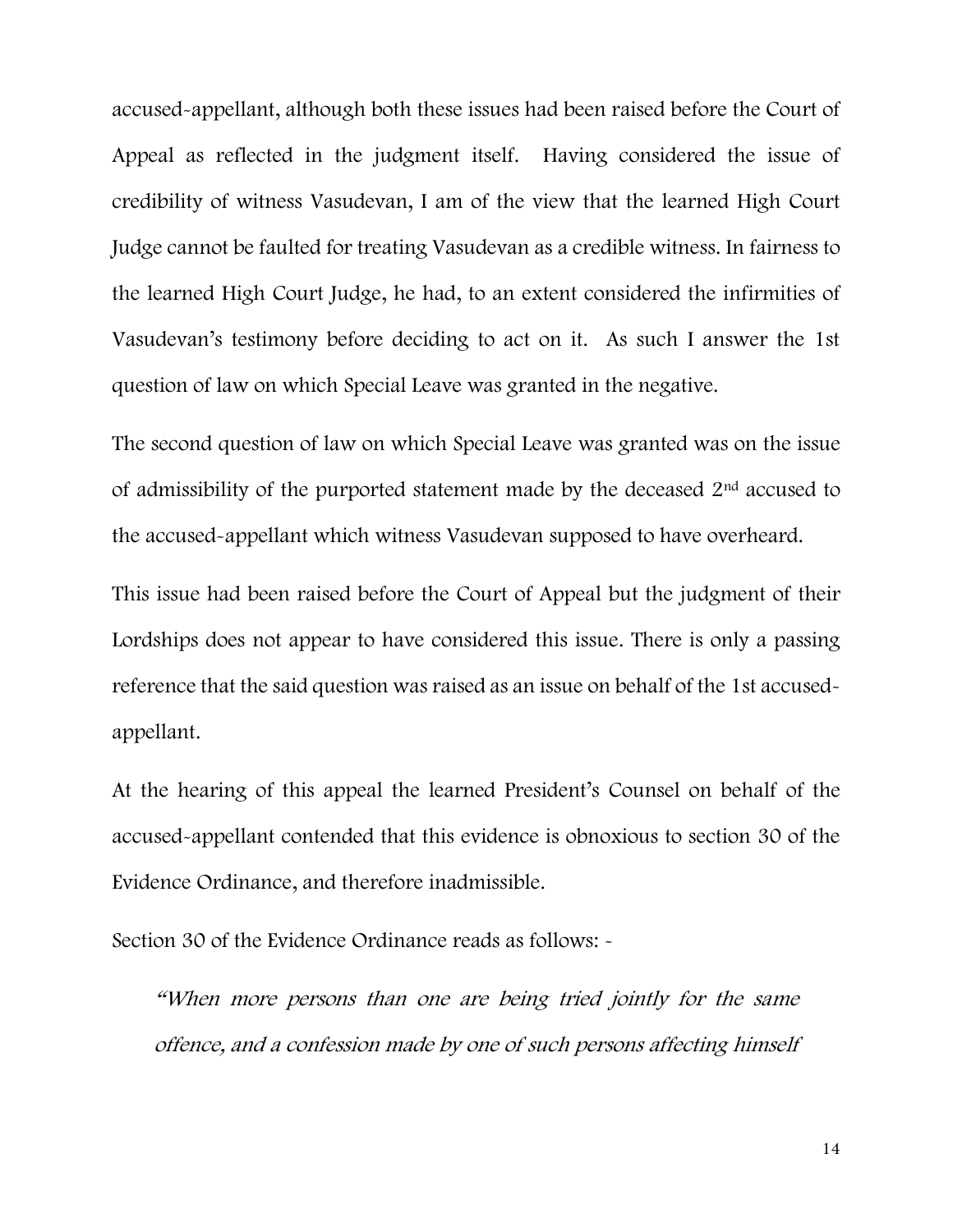accused-appellant, although both these issues had been raised before the Court of Appeal as reflected in the judgment itself. Having considered the issue of credibility of witness Vasudevan, I am of the view that the learned High Court Judge cannot be faulted for treating Vasudevan as a credible witness. In fairness to the learned High Court Judge, he had, to an extent considered the infirmities of Vasudevan's testimony before deciding to act on it. As such I answer the 1st question of law on which Special Leave was granted in the negative.

The second question of law on which Special Leave was granted was on the issue of admissibility of the purported statement made by the deceased 2nd accused to the accused-appellant which witness Vasudevan supposed to have overheard.

This issue had been raised before the Court of Appeal but the judgment of their Lordships does not appear to have considered this issue. There is only a passing reference that the said question was raised as an issue on behalf of the 1st accused-appellant.

At the hearing of this appeal the learned President's Counsel on behalf of the accused-appellant contended that this evidence is obnoxious to section 30 of the Evidence Ordinance, and therefore inadmissible.

Section 30 of the Evidence Ordinance reads as follows: -

> *"When more persons than one are being tried jointly for the same offence, and a confession made by one of such persons affecting himself*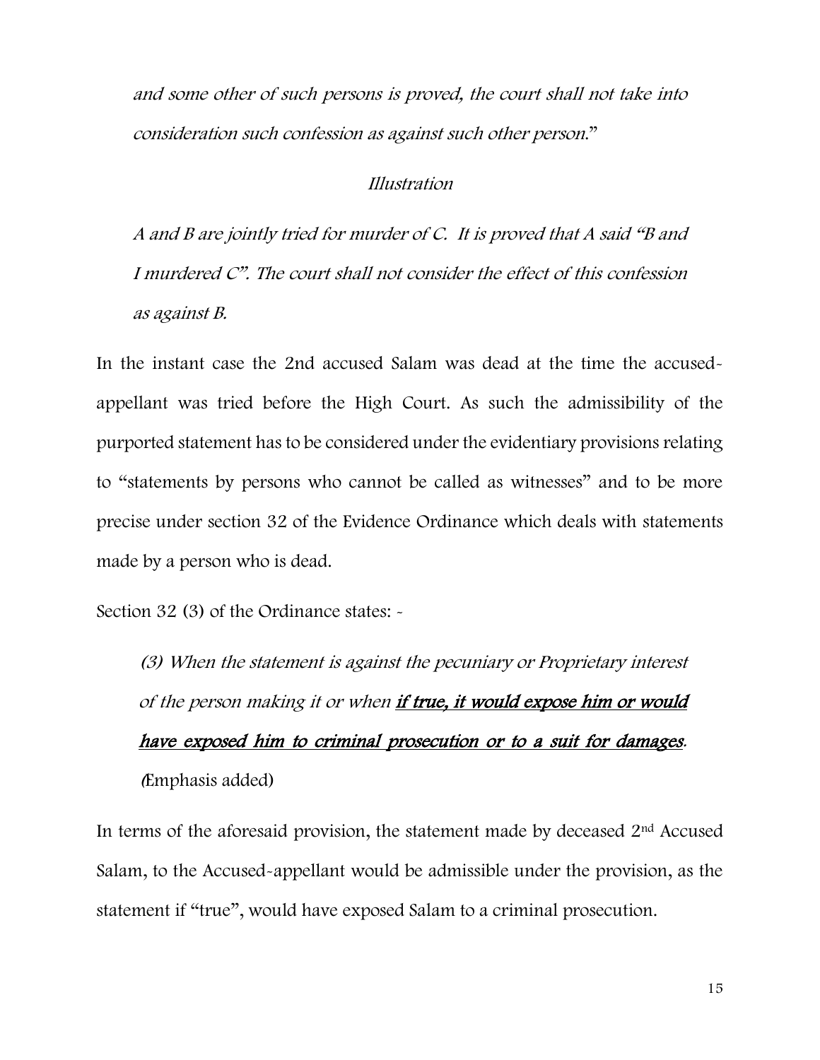*and some other of such persons is proved, the court shall not take into consideration such confession as against such other person.*"

*Illustration*

*A and B are jointly tried for murder of C. It is proved that A said "B and I murdered C". The court shall not consider the effect of this confession as against B.*

In the instant case the 2nd accused Salam was dead at the time the accused-appellant was tried before the High Court. As such the admissibility of the purported statement has to be considered under the evidentiary provisions relating to "statements by persons who cannot be called as witnesses" and to be more precise under section 32 of the Evidence Ordinance which deals with statements made by a person who is dead.

Section 32 (3) of the Ordinance states: -

*(3) When the statement is against the pecuniary or Proprietary interest of the person making it or when **if true, it would expose him or would have exposed him to criminal prosecution or to a suit for damages**.*
(Emphasis added)

In terms of the aforesaid provision, the statement made by deceased 2nd Accused Salam, to the Accused-appellant would be admissible under the provision, as the statement if "true", would have exposed Salam to a criminal prosecution.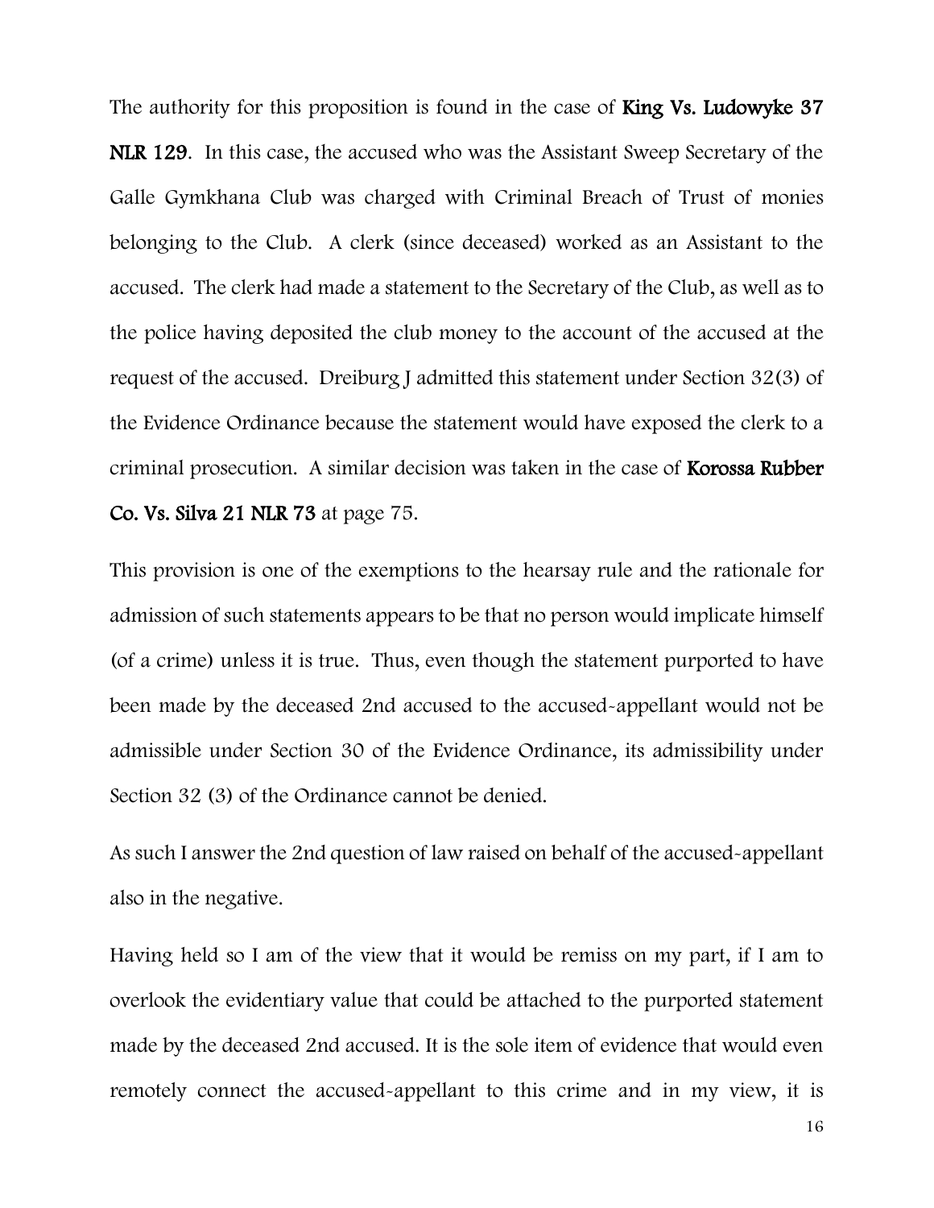The authority for this proposition is found in the case of **King Vs. Ludowyke 37 NLR 129**. In this case, the accused who was the Assistant Sweep Secretary of the Galle Gymkhana Club was charged with Criminal Breach of Trust of monies belonging to the Club. A clerk (since deceased) worked as an Assistant to the accused. The clerk had made a statement to the Secretary of the Club, as well as to the police having deposited the club money to the account of the accused at the request of the accused. Dreiburg J admitted this statement under Section 32(3) of the Evidence Ordinance because the statement would have exposed the clerk to a criminal prosecution. A similar decision was taken in the case of **Korossa Rubber Co. Vs. Silva 21 NLR 73** at page 75.

This provision is one of the exemptions to the hearsay rule and the rationale for admission of such statements appears to be that no person would implicate himself (of a crime) unless it is true. Thus, even though the statement purported to have been made by the deceased 2nd accused to the accused-appellant would not be admissible under Section 30 of the Evidence Ordinance, its admissibility under Section 32 (3) of the Ordinance cannot be denied.

As such I answer the 2nd question of law raised on behalf of the accused-appellant also in the negative.

Having held so I am of the view that it would be remiss on my part, if I am to overlook the evidentiary value that could be attached to the purported statement made by the deceased 2nd accused. It is the sole item of evidence that would even remotely connect the accused-appellant to this crime and in my view, it is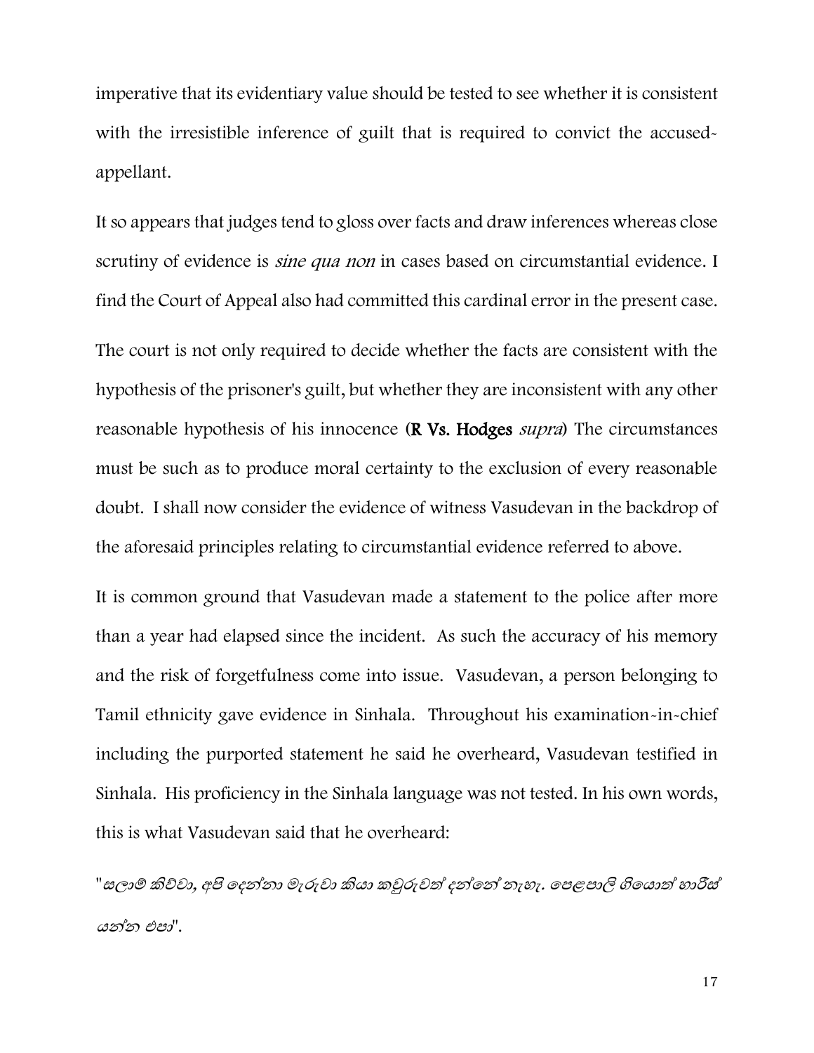imperative that its evidentiary value should be tested to see whether it is consistent with the irresistible inference of guilt that is required to convict the accused-appellant.

It so appears that judges tend to gloss over facts and draw inferences whereas close scrutiny of evidence is *sine qua non* in cases based on circumstantial evidence. I find the Court of Appeal also had committed this cardinal error in the present case.

The court is not only required to decide whether the facts are consistent with the hypothesis of the prisoner's guilt, but whether they are inconsistent with any other reasonable hypothesis of his innocence (**R Vs. Hodges** *supra*) The circumstances must be such as to produce moral certainty to the exclusion of every reasonable doubt. I shall now consider the evidence of witness Vasudevan in the backdrop of the aforesaid principles relating to circumstantial evidence referred to above.

It is common ground that Vasudevan made a statement to the police after more than a year had elapsed since the incident. As such the accuracy of his memory and the risk of forgetfulness come into issue. Vasudevan, a person belonging to Tamil ethnicity gave evidence in Sinhala. Throughout his examination-in-chief including the purported statement he said he overheard, Vasudevan testified in Sinhala. His proficiency in the Sinhala language was not tested. In his own words, this is what Vasudevan said that he overheard:

"*සලාම් කිව්වා, අපි දෙන්නා මැරුවා කියා කවුරුවත් දන්නේ නැහැ. පෙළපාලි ගියොත් හාරිස් යන්න එපා*".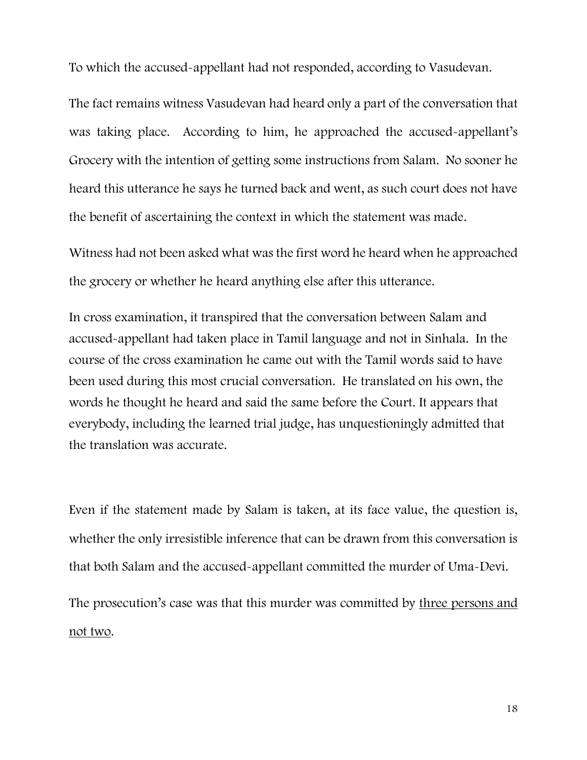To which the accused-appellant had not responded, according to Vasudevan.

The fact remains witness Vasudevan had heard only a part of the conversation that was taking place. According to him, he approached the accused-appellant's Grocery with the intention of getting some instructions from Salam. No sooner he heard this utterance he says he turned back and went, as such court does not have the benefit of ascertaining the context in which the statement was made.

Witness had not been asked what was the first word he heard when he approached the grocery or whether he heard anything else after this utterance.

In cross examination, it transpired that the conversation between Salam and accused-appellant had taken place in Tamil language and not in Sinhala. In the course of the cross examination he came out with the Tamil words said to have been used during this most crucial conversation. He translated on his own, the words he thought he heard and said the same before the Court. It appears that everybody, including the learned trial judge, has unquestioningly admitted that the translation was accurate.

Even if the statement made by Salam is taken, at its face value, the question is, whether the only irresistible inference that can be drawn from this conversation is that both Salam and the accused-appellant committed the murder of Uma-Devi.

The prosecution's case was that this murder was committed by <u>three persons and not two</u>.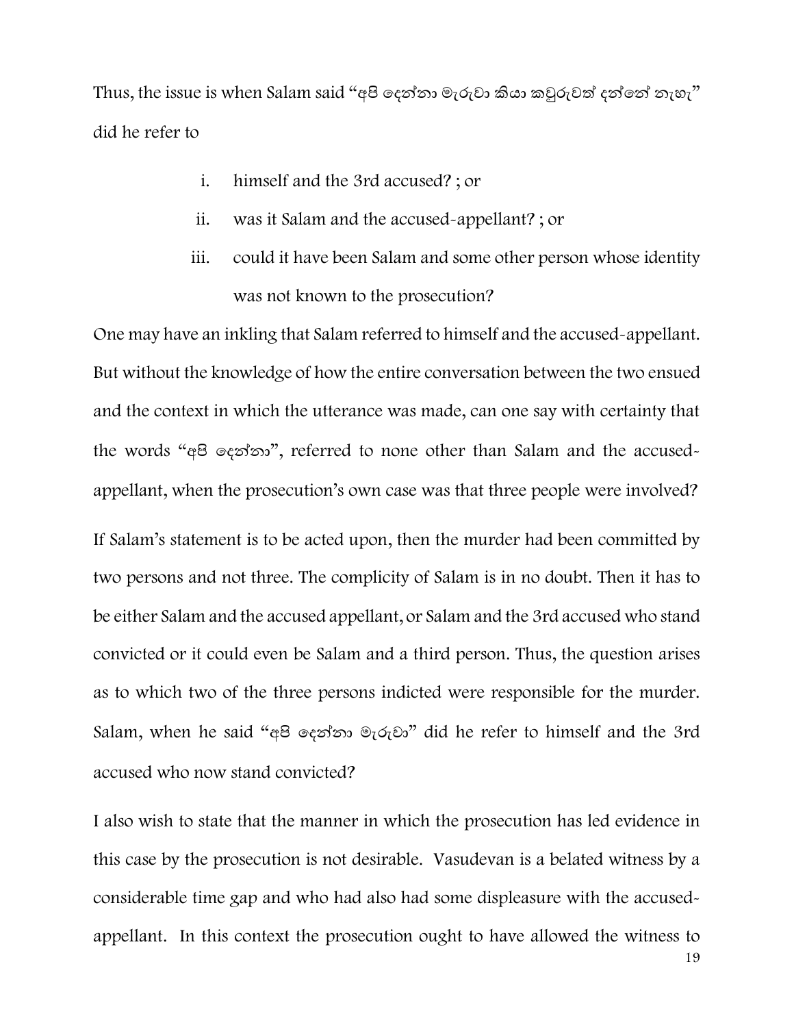Thus, the issue is when Salam said "අපි දෙන්නා මැරුවා කියා කවුරුවත් දන්නේ නැහැ" did he refer to

i. himself and the 3rd accused? ; or

ii. was it Salam and the accused-appellant? ; or

iii. could it have been Salam and some other person whose identity was not known to the prosecution?

One may have an inkling that Salam referred to himself and the accused-appellant. But without the knowledge of how the entire conversation between the two ensued and the context in which the utterance was made, can one say with certainty that the words "අපි දෙන්නා", referred to none other than Salam and the accused-appellant, when the prosecution's own case was that three people were involved?

If Salam's statement is to be acted upon, then the murder had been committed by two persons and not three. The complicity of Salam is in no doubt. Then it has to be either Salam and the accused appellant, or Salam and the 3rd accused who stand convicted or it could even be Salam and a third person. Thus, the question arises as to which two of the three persons indicted were responsible for the murder. Salam, when he said "අපි දෙන්නා මැරුවා" did he refer to himself and the 3rd accused who now stand convicted?

I also wish to state that the manner in which the prosecution has led evidence in this case by the prosecution is not desirable. Vasudevan is a belated witness by a considerable time gap and who had also had some displeasure with the accused-appellant. In this context the prosecution ought to have allowed the witness to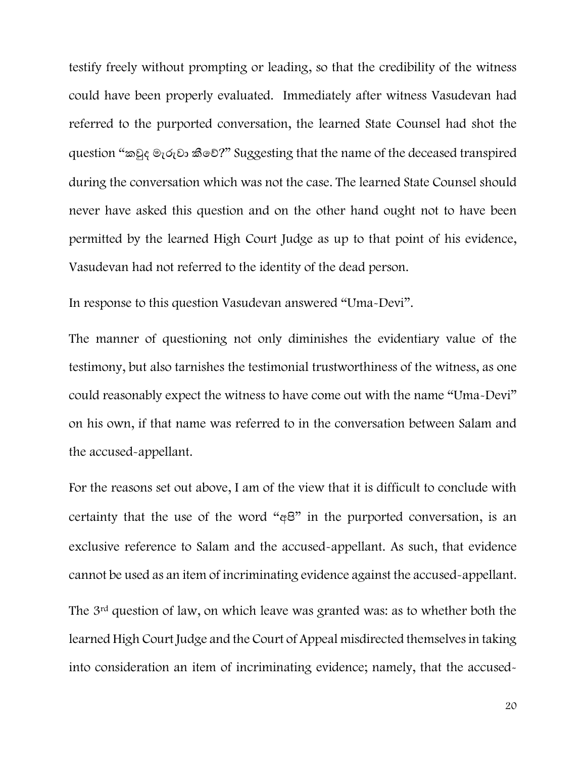testify freely without prompting or leading, so that the credibility of the witness could have been properly evaluated. Immediately after witness Vasudevan had referred to the purported conversation, the learned State Counsel had shot the question "කවුද මැරුවා කීවේ?" Suggesting that the name of the deceased transpired during the conversation which was not the case. The learned State Counsel should never have asked this question and on the other hand ought not to have been permitted by the learned High Court Judge as up to that point of his evidence, Vasudevan had not referred to the identity of the dead person.

In response to this question Vasudevan answered "Uma-Devi".

The manner of questioning not only diminishes the evidentiary value of the testimony, but also tarnishes the testimonial trustworthiness of the witness, as one could reasonably expect the witness to have come out with the name "Uma-Devi" on his own, if that name was referred to in the conversation between Salam and the accused-appellant.

For the reasons set out above, I am of the view that it is difficult to conclude with certainty that the use of the word "අපි" in the purported conversation, is an exclusive reference to Salam and the accused-appellant. As such, that evidence cannot be used as an item of incriminating evidence against the accused-appellant.

The 3rd question of law, on which leave was granted was: as to whether both the learned High Court Judge and the Court of Appeal misdirected themselves in taking into consideration an item of incriminating evidence; namely, that the accused-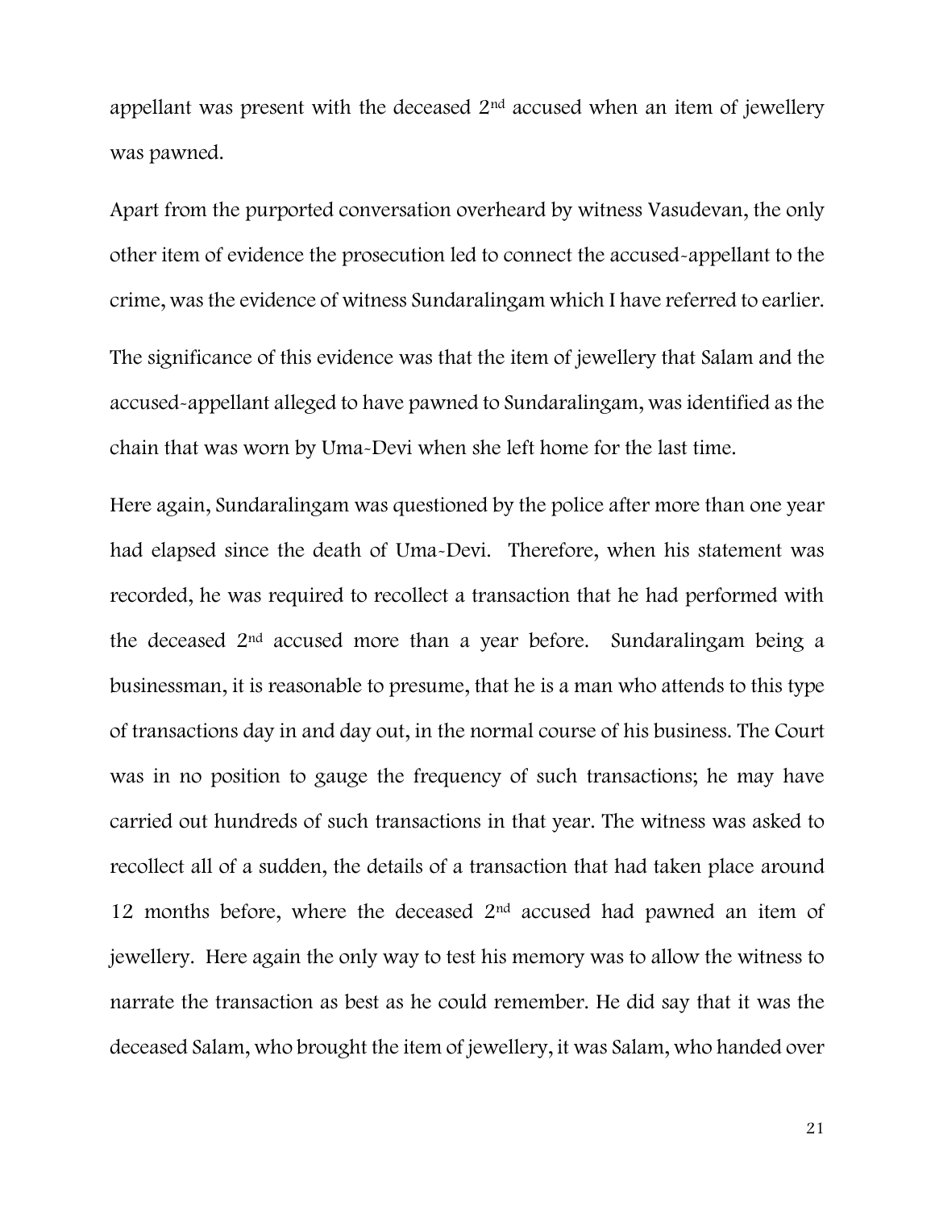appellant was present with the deceased 2nd accused when an item of jewellery was pawned.

Apart from the purported conversation overheard by witness Vasudevan, the only other item of evidence the prosecution led to connect the accused-appellant to the crime, was the evidence of witness Sundaralingam which I have referred to earlier.

The significance of this evidence was that the item of jewellery that Salam and the accused-appellant alleged to have pawned to Sundaralingam, was identified as the chain that was worn by Uma-Devi when she left home for the last time.

Here again, Sundaralingam was questioned by the police after more than one year had elapsed since the death of Uma-Devi. Therefore, when his statement was recorded, he was required to recollect a transaction that he had performed with the deceased 2nd accused more than a year before. Sundaralingam being a businessman, it is reasonable to presume, that he is a man who attends to this type of transactions day in and day out, in the normal course of his business. The Court was in no position to gauge the frequency of such transactions; he may have carried out hundreds of such transactions in that year. The witness was asked to recollect all of a sudden, the details of a transaction that had taken place around 12 months before, where the deceased 2nd accused had pawned an item of jewellery. Here again the only way to test his memory was to allow the witness to narrate the transaction as best as he could remember. He did say that it was the deceased Salam, who brought the item of jewellery, it was Salam, who handed over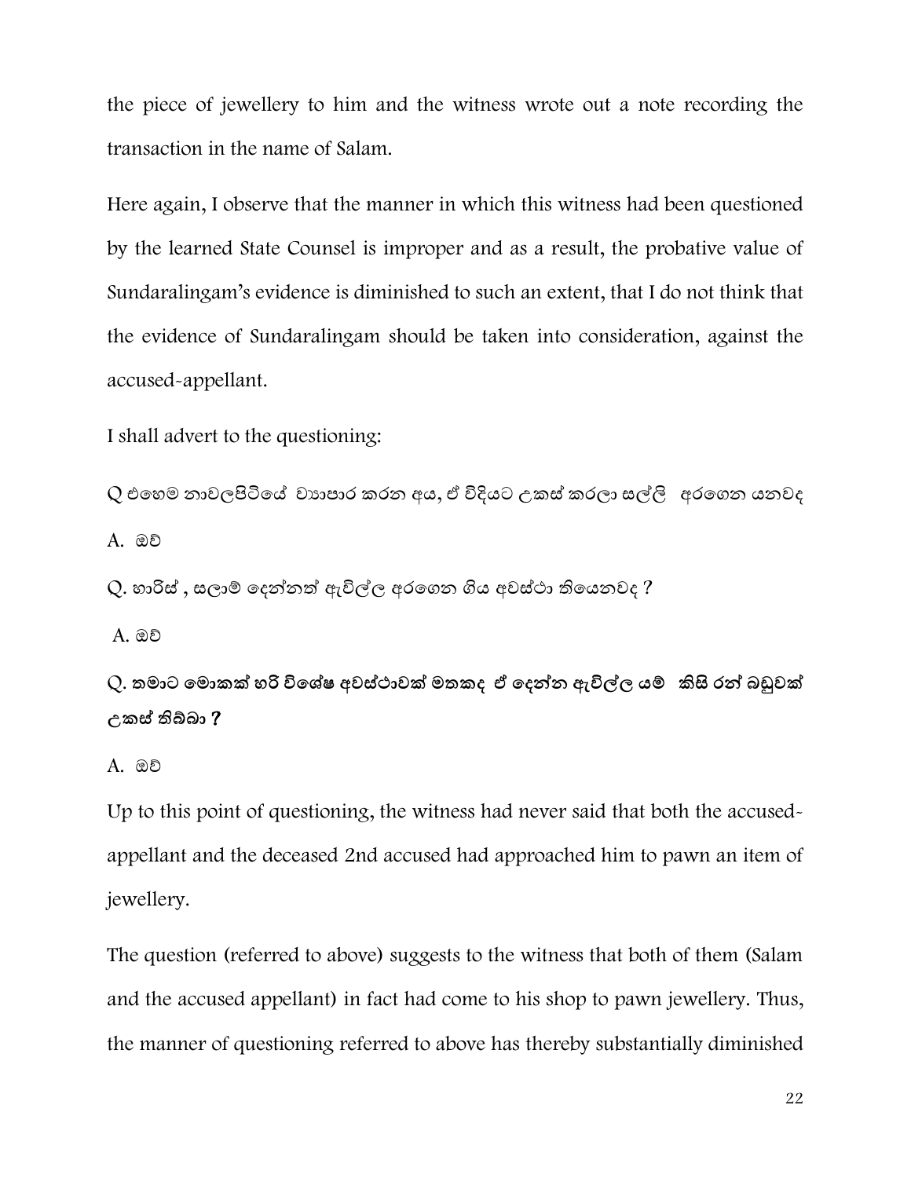the piece of jewellery to him and the witness wrote out a note recording the transaction in the name of Salam.

Here again, I observe that the manner in which this witness had been questioned by the learned State Counsel is improper and as a result, the probative value of Sundaralingam's evidence is diminished to such an extent, that I do not think that the evidence of Sundaralingam should be taken into consideration, against the accused-appellant.

I shall advert to the questioning:

Q එහෙම නාවලපිටියේ ව්‍යාපාර කරන අය, ඒ විදියට උකස් කරලා සල්ලි අරගෙන යනවද

A. ඔව්

Q. හාරිස් , සලාම් දෙන්නත් ඇවිල්ල අරගෙන ගිය අවස්ථා තියෙනවද ?

A. ඔව්

**Q. තමාට මොකක් හරි විශේෂ අවස්ථාවක් මතකද ඒ දෙන්න ඇවිල්ල යම් කිසි රන් බඩුවක් උකස් තිබ්බා ?**

A. ඔව්

Up to this point of questioning, the witness had never said that both the accused-appellant and the deceased 2nd accused had approached him to pawn an item of jewellery.

The question (referred to above) suggests to the witness that both of them (Salam and the accused appellant) in fact had come to his shop to pawn jewellery. Thus, the manner of questioning referred to above has thereby substantially diminished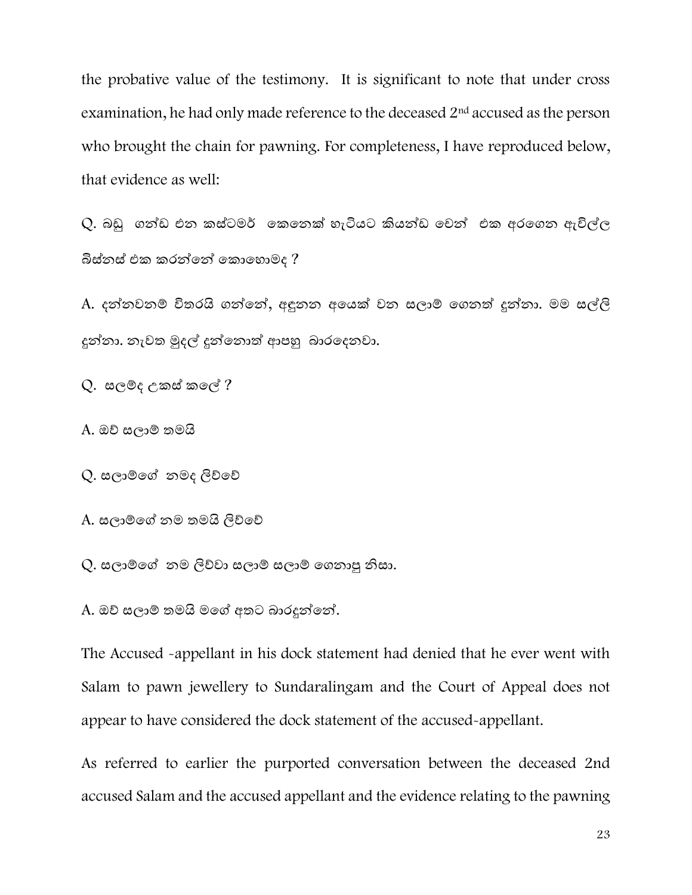the probative value of the testimony. It is significant to note that under cross examination, he had only made reference to the deceased 2nd accused as the person who brought the chain for pawning. For completeness, I have reproduced below, that evidence as well:

Q. බඩු ගන්ඩ එන කස්ටමර් කෙනෙක් හැටියට කියන්ඩ චෙන් එක අරගෙන ඇවිල්ල බිස්නස් එක කරන්නේ කොහොමද ?

A. දන්නවනම් විතරයි ගන්නේ, අඳුනන අයෙක් වන සලාම් ගෙනත් දුන්නා. මම සල්ලි දුන්නා. නැවත මුදල් දුන්නොත් ආපහු බාරදෙනවා.

Q. සලම්ද උකස් කලේ ?

A. ඔව් සලාම් තමයි

Q. සලාම්ගේ නමද ලිව්වේ

A. සලාම්ගේ නම තමයි ලිව්වේ

Q. සලාම්ගේ නම ලිව්වා සලාම් සලාම් ගෙනාපු නිසා.

A. ඔව් සලාම් තමයි මගේ අතට බාරදුන්නේ.

The Accused -appellant in his dock statement had denied that he ever went with Salam to pawn jewellery to Sundaralingam and the Court of Appeal does not appear to have considered the dock statement of the accused-appellant.

As referred to earlier the purported conversation between the deceased 2nd accused Salam and the accused appellant and the evidence relating to the pawning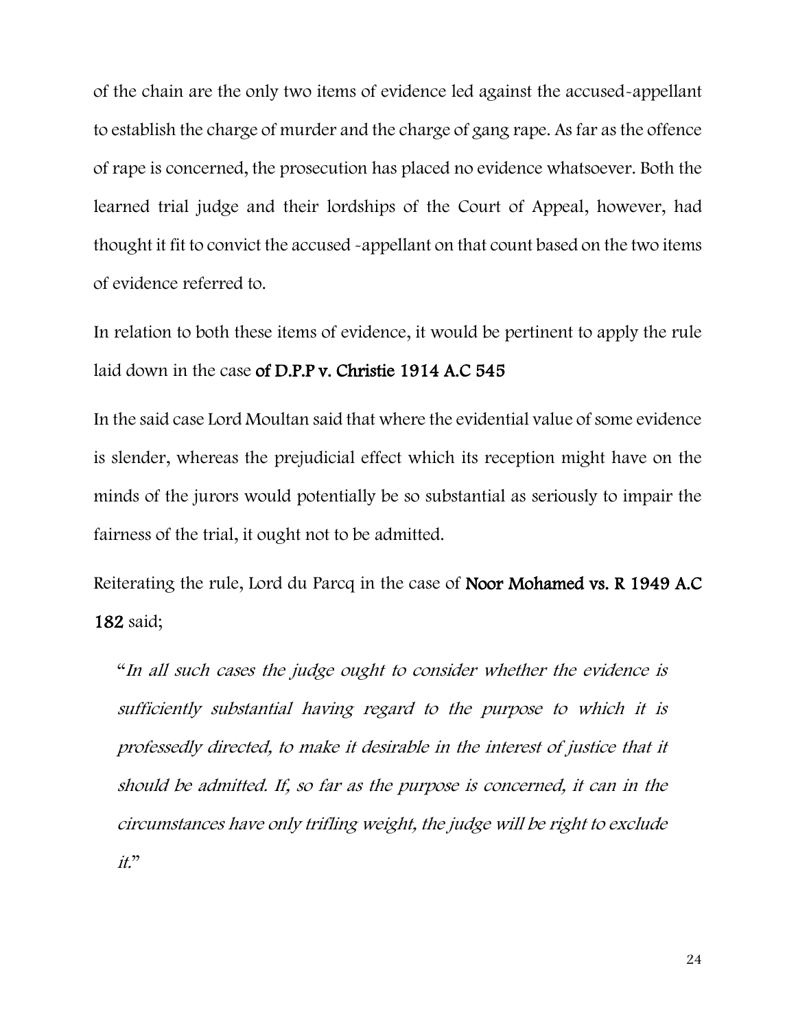of the chain are the only two items of evidence led against the accused-appellant to establish the charge of murder and the charge of gang rape. As far as the offence of rape is concerned, the prosecution has placed no evidence whatsoever. Both the learned trial judge and their lordships of the Court of Appeal, however, had thought it fit to convict the accused -appellant on that count based on the two items of evidence referred to.

In relation to both these items of evidence, it would be pertinent to apply the rule laid down in the case **of D.P.P v. Christie 1914 A.C 545**

In the said case Lord Moultan said that where the evidential value of some evidence is slender, whereas the prejudicial effect which its reception might have on the minds of the jurors would potentially be so substantial as seriously to impair the fairness of the trial, it ought not to be admitted.

Reiterating the rule, Lord du Parcq in the case of **Noor Mohamed vs. R 1949 A.C 182** said;

> "*In all such cases the judge ought to consider whether the evidence is sufficiently substantial having regard to the purpose to which it is professedly directed, to make it desirable in the interest of justice that it should be admitted. If, so far as the purpose is concerned, it can in the circumstances have only trifling weight, the judge will be right to exclude it.*"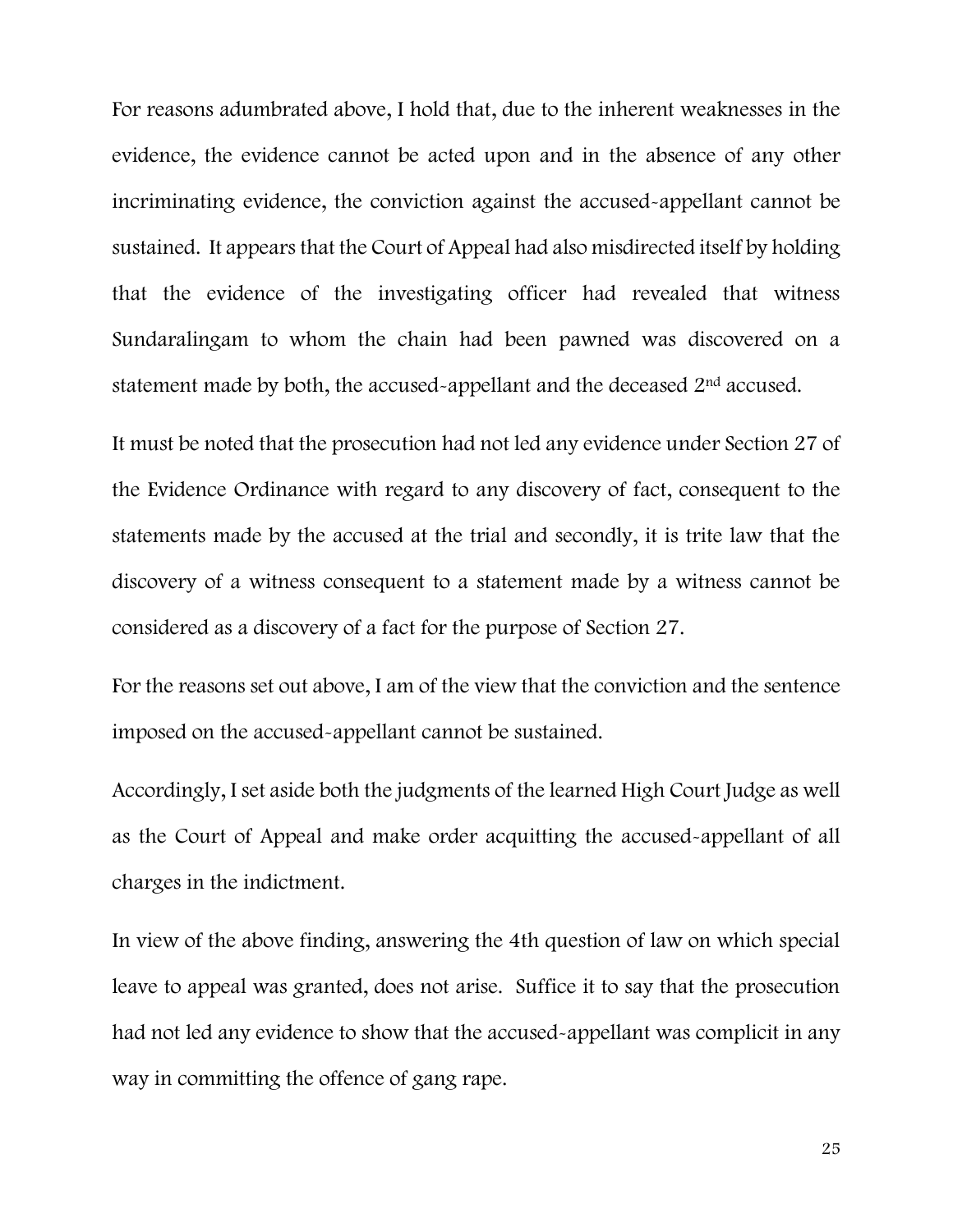For reasons adumbrated above, I hold that, due to the inherent weaknesses in the evidence, the evidence cannot be acted upon and in the absence of any other incriminating evidence, the conviction against the accused-appellant cannot be sustained. It appears that the Court of Appeal had also misdirected itself by holding that the evidence of the investigating officer had revealed that witness Sundaralingam to whom the chain had been pawned was discovered on a statement made by both, the accused-appellant and the deceased 2nd accused.

It must be noted that the prosecution had not led any evidence under Section 27 of the Evidence Ordinance with regard to any discovery of fact, consequent to the statements made by the accused at the trial and secondly, it is trite law that the discovery of a witness consequent to a statement made by a witness cannot be considered as a discovery of a fact for the purpose of Section 27.

For the reasons set out above, I am of the view that the conviction and the sentence imposed on the accused-appellant cannot be sustained.

Accordingly, I set aside both the judgments of the learned High Court Judge as well as the Court of Appeal and make order acquitting the accused-appellant of all charges in the indictment.

In view of the above finding, answering the 4th question of law on which special leave to appeal was granted, does not arise. Suffice it to say that the prosecution had not led any evidence to show that the accused-appellant was complicit in any way in committing the offence of gang rape.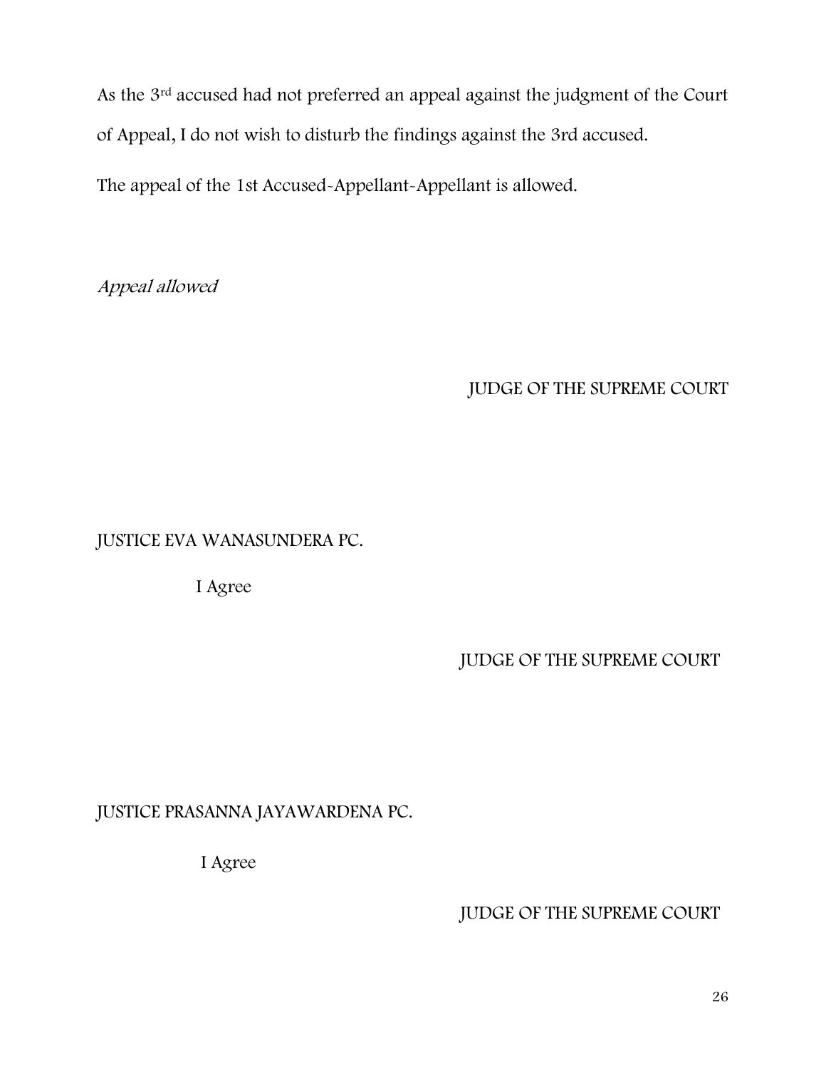As the 3rd accused had not preferred an appeal against the judgment of the Court of Appeal, I do not wish to disturb the findings against the 3rd accused.

The appeal of the 1st Accused-Appellant-Appellant is allowed.

*Appeal allowed*

JUDGE OF THE SUPREME COURT

JUSTICE EVA WANASUNDERA PC.

I Agree

JUDGE OF THE SUPREME COURT

JUSTICE PRASANNA JAYAWARDENA PC.

I Agree

JUDGE OF THE SUPREME COURT